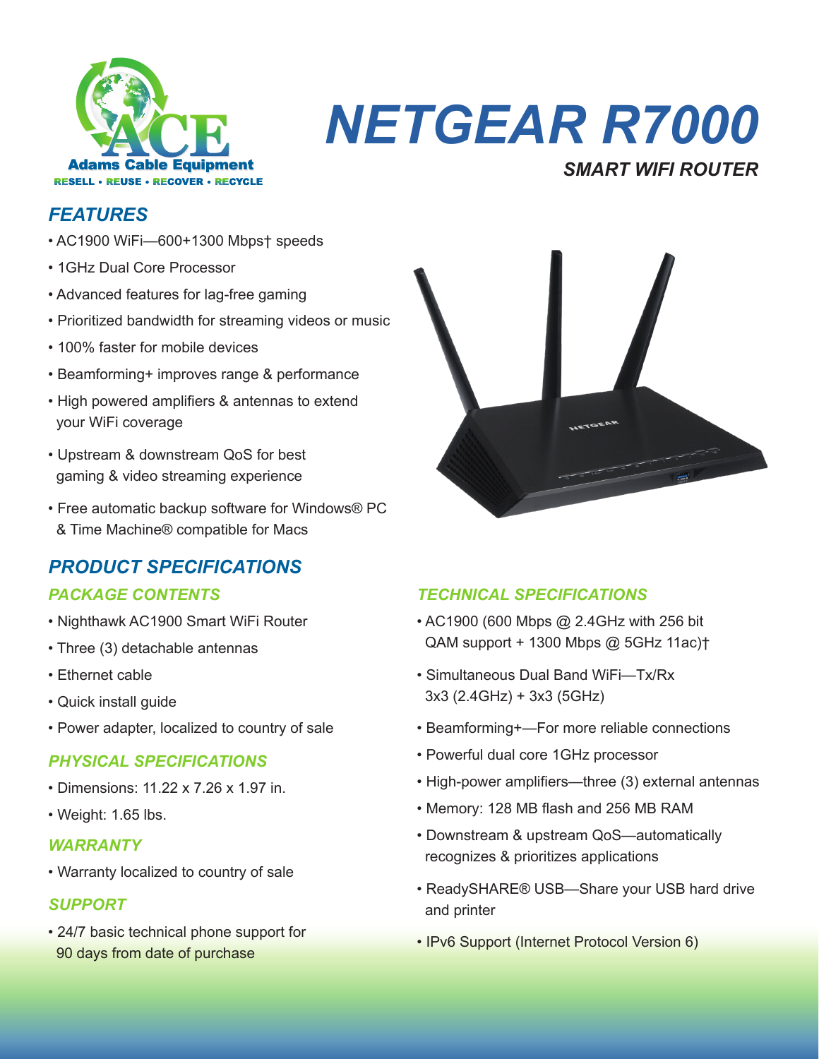Adams Cable Equipment

RESELL • REUSE • RECOVER • RECYCLE

# NETGEAR R7000

### SMART WIFI ROUTER

## FEATURES

- AC1900 WiFi—600+1300 Mbps† speeds
- 1GHz Dual Core Processor
- Advanced features for lag-free gaming
- Prioritized bandwidth for streaming videos or music
- 100% faster for mobile devices
- Beamforming+ improves range & performance
- High powered amplifiers & antennas to extend your WiFi coverage
- Upstream & downstream QoS for best gaming & video streaming experience
- Free automatic backup software for Windows® PC & Time Machine® compatible for Macs

## PRODUCT SPECIFICATIONS

### PACKAGE CONTENTS

- Nighthawk AC1900 Smart WiFi Router
- Three (3) detachable antennas
- Ethernet cable
- Quick install guide
- Power adapter, localized to country of sale

### PHYSICAL SPECIFICATIONS

- Dimensions: 11.22 x 7.26 x 1.97 in.
- Weight: 1.65 lbs.

### WARRANTY

- Warranty localized to country of sale

### SUPPORT

- 24/7 basic technical phone support for 90 days from date of purchase

### TECHNICAL SPECIFICATIONS

- AC1900 (600 Mbps @ 2.4GHz with 256 bit QAM support + 1300 Mbps @ 5GHz 11ac)†
- Simultaneous Dual Band WiFi—Tx/Rx 3x3 (2.4GHz) + 3x3 (5GHz)
- Beamforming+—For more reliable connections
- Powerful dual core 1GHz processor
- High-power amplifiers—three (3) external antennas
- Memory: 128 MB flash and 256 MB RAM
- Downstream & upstream QoS—automatically recognizes & prioritizes applications
- ReadySHARE® USB—Share your USB hard drive and printer
- IPv6 Support (Internet Protocol Version 6)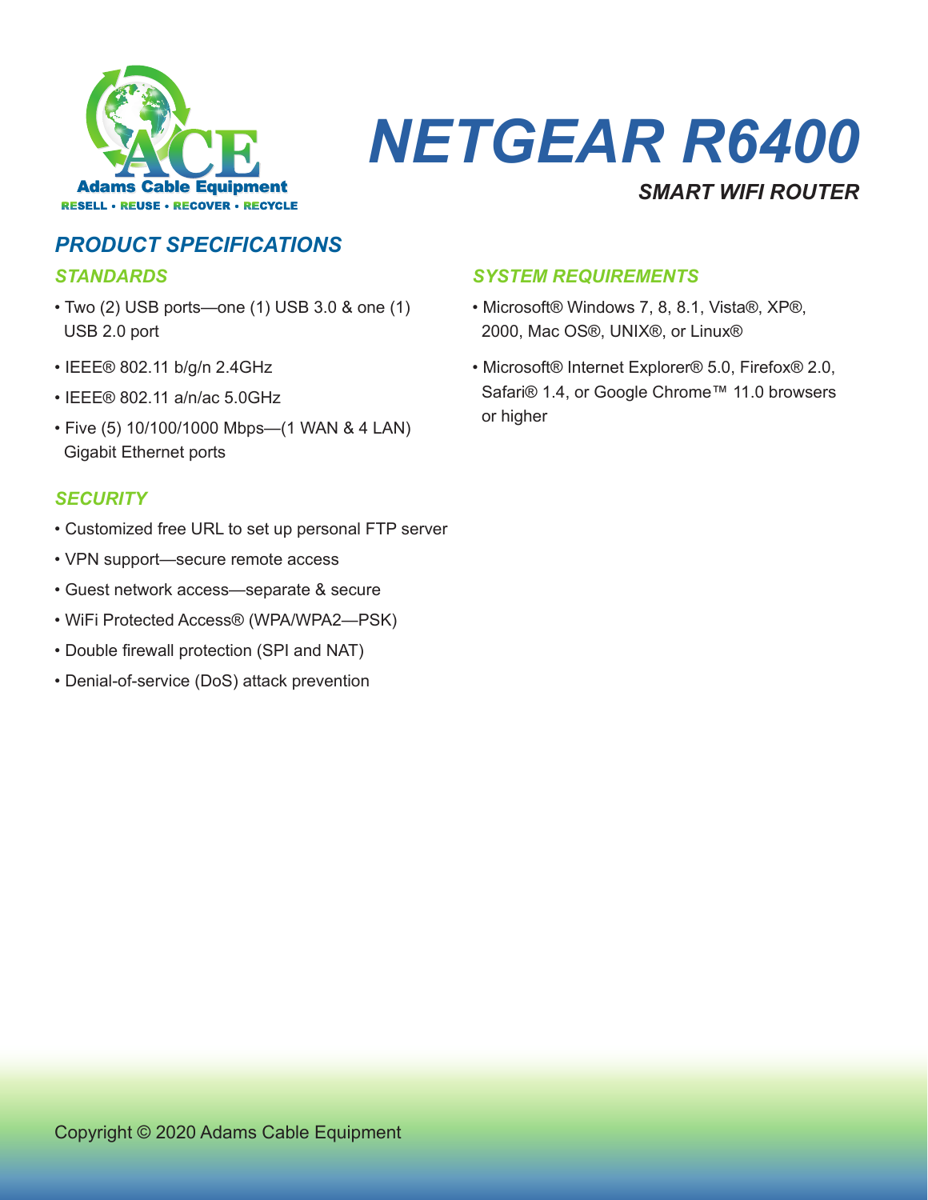# *NETGEAR R6400*

***SMART WIFI ROUTER***

## *PRODUCT SPECIFICATIONS*

### *STANDARDS*

- Two (2) USB ports—one (1) USB 3.0 & one (1) USB 2.0 port
- IEEE® 802.11 b/g/n 2.4GHz
- IEEE® 802.11 a/n/ac 5.0GHz
- Five (5) 10/100/1000 Mbps—(1 WAN & 4 LAN) Gigabit Ethernet ports

### *SECURITY*

- Customized free URL to set up personal FTP server
- VPN support—secure remote access
- Guest network access—separate & secure
- WiFi Protected Access® (WPA/WPA2—PSK)
- Double firewall protection (SPI and NAT)
- Denial-of-service (DoS) attack prevention

### *SYSTEM REQUIREMENTS*

- Microsoft® Windows 7, 8, 8.1, Vista®, XP®, 2000, Mac OS®, UNIX®, or Linux®
- Microsoft® Internet Explorer® 5.0, Firefox® 2.0, Safari® 1.4, or Google Chrome™ 11.0 browsers or higher

Copyright © 2020 Adams Cable Equipment